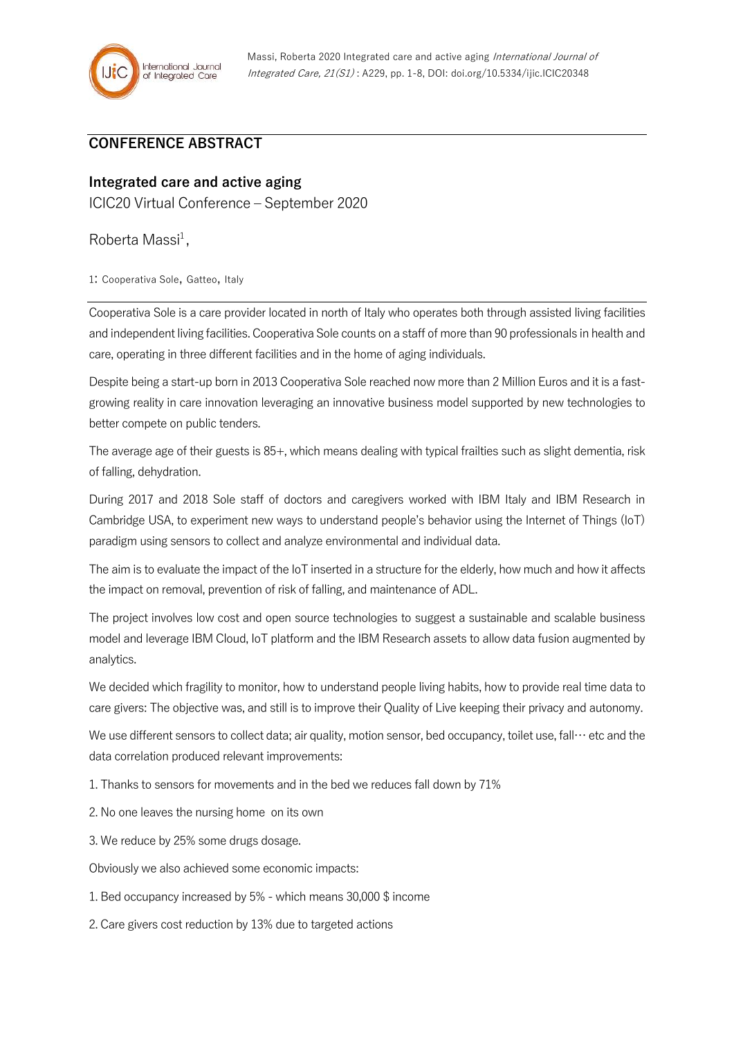## CONFERENCE ABSTRACT

## Integrated care and active aging

ICIC20 Virtual Conference – September 2020

Roberta Massi[1],

1: Cooperativa Sole, Gatteo, Italy

Cooperativa Sole is a care provider located in north of Italy who operates both through assisted living facilities and independent living facilities. Cooperativa Sole counts on a staff of more than 90 professionals in health and care, operating in three different facilities and in the home of aging individuals.

Despite being a start-up born in 2013 Cooperativa Sole reached now more than 2 Million Euros and it is a fast-growing reality in care innovation leveraging an innovative business model supported by new technologies to better compete on public tenders.

The average age of their guests is 85+, which means dealing with typical frailties such as slight dementia, risk of falling, dehydration.

During 2017 and 2018 Sole staff of doctors and caregivers worked with IBM Italy and IBM Research in Cambridge USA, to experiment new ways to understand people's behavior using the Internet of Things (IoT) paradigm using sensors to collect and analyze environmental and individual data.

The aim is to evaluate the impact of the IoT inserted in a structure for the elderly, how much and how it affects the impact on removal, prevention of risk of falling, and maintenance of ADL.

The project involves low cost and open source technologies to suggest a sustainable and scalable business model and leverage IBM Cloud, IoT platform and the IBM Research assets to allow data fusion augmented by analytics.

We decided which fragility to monitor, how to understand people living habits, how to provide real time data to care givers: The objective was, and still is to improve their Quality of Live keeping their privacy and autonomy.

We use different sensors to collect data; air quality, motion sensor, bed occupancy, toilet use, fall… etc and the data correlation produced relevant improvements:

1. Thanks to sensors for movements and in the bed we reduces fall down by 71%
2. No one leaves the nursing home on its own
3. We reduce by 25% some drugs dosage.

Obviously we also achieved some economic impacts:

1. Bed occupancy increased by 5% - which means 30,000 $ income
2. Care givers cost reduction by 13% due to targeted actions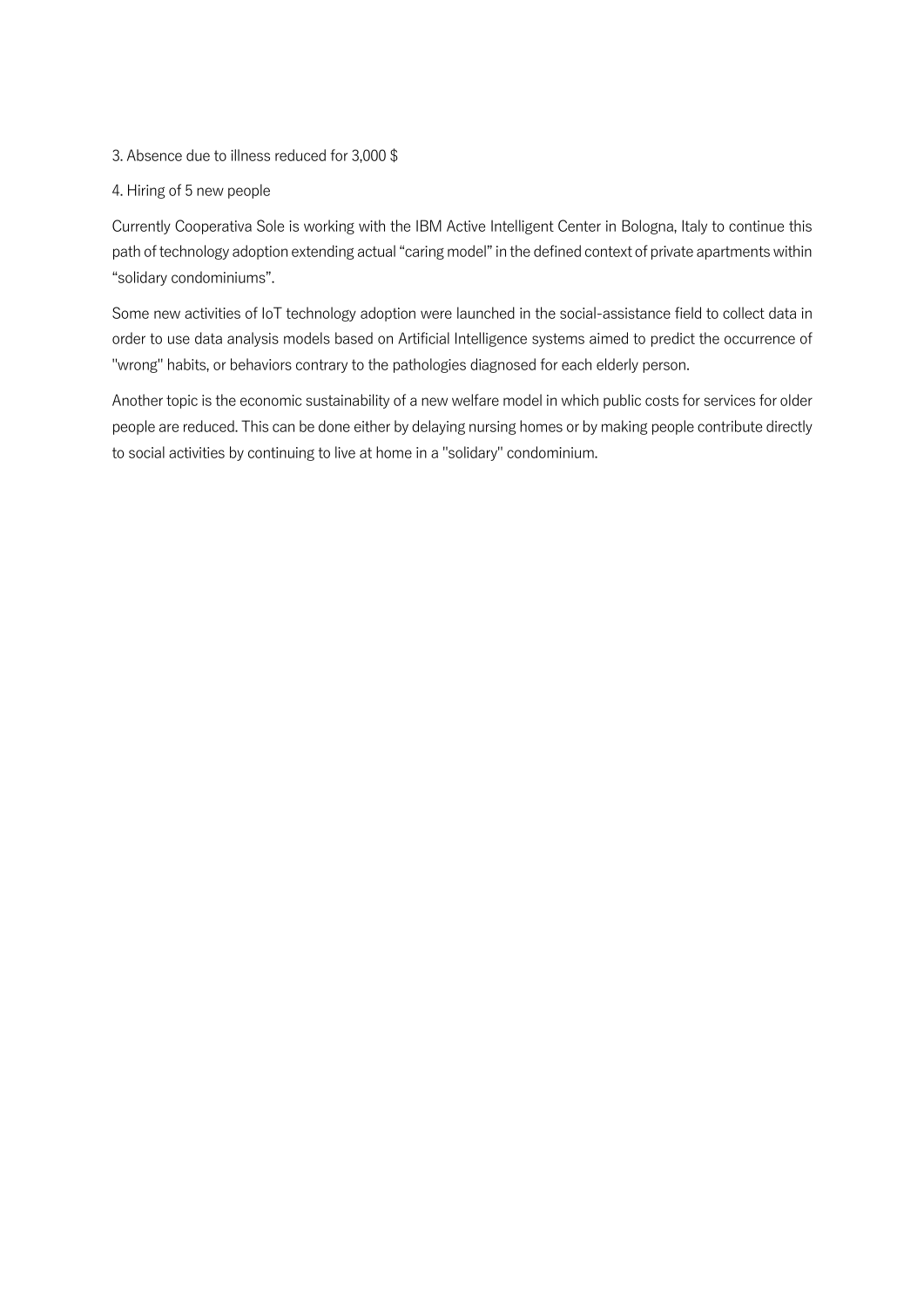3. Absence due to illness reduced for 3,000 $

4. Hiring of 5 new people

Currently Cooperativa Sole is working with the IBM Active Intelligent Center in Bologna, Italy to continue this path of technology adoption extending actual “caring model” in the defined context of private apartments within “solidary condominiums”.

Some new activities of IoT technology adoption were launched in the social-assistance field to collect data in order to use data analysis models based on Artificial Intelligence systems aimed to predict the occurrence of "wrong" habits, or behaviors contrary to the pathologies diagnosed for each elderly person.

Another topic is the economic sustainability of a new welfare model in which public costs for services for older people are reduced. This can be done either by delaying nursing homes or by making people contribute directly to social activities by continuing to live at home in a "solidary" condominium.